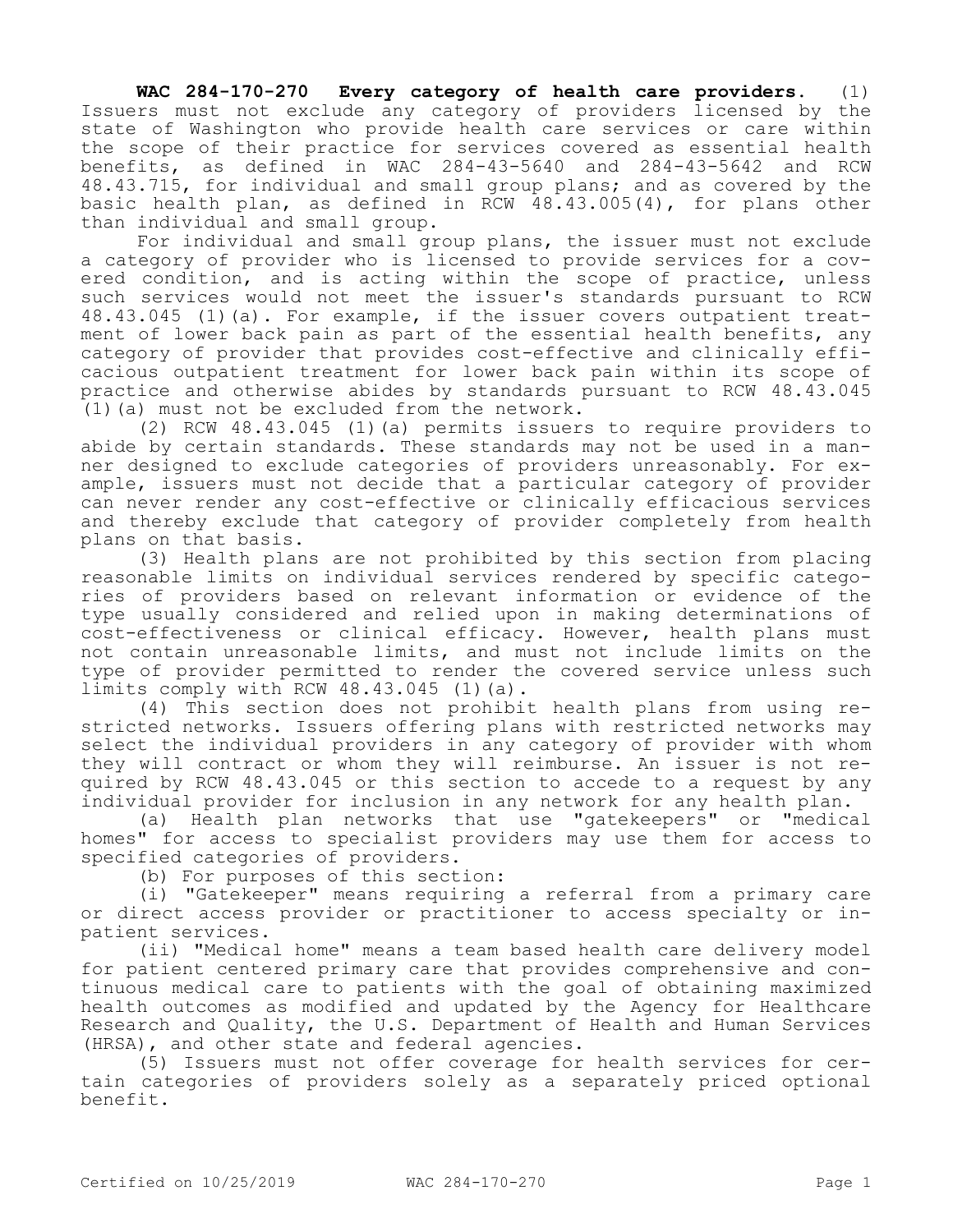**WAC 284-170-270 Every category of health care providers.** (1) Issuers must not exclude any category of providers licensed by the state of Washington who provide health care services or care within the scope of their practice for services covered as essential health benefits, as defined in WAC 284-43-5640 and 284-43-5642 and RCW 48.43.715, for individual and small group plans; and as covered by the basic health plan, as defined in RCW 48.43.005(4), for plans other than individual and small group.

For individual and small group plans, the issuer must not exclude a category of provider who is licensed to provide services for a covered condition, and is acting within the scope of practice, unless such services would not meet the issuer's standards pursuant to RCW 48.43.045 (1)(a). For example, if the issuer covers outpatient treatment of lower back pain as part of the essential health benefits, any category of provider that provides cost-effective and clinically efficacious outpatient treatment for lower back pain within its scope of practice and otherwise abides by standards pursuant to RCW 48.43.045 (1)(a) must not be excluded from the network.

(2) RCW 48.43.045 (1)(a) permits issuers to require providers to abide by certain standards. These standards may not be used in a manner designed to exclude categories of providers unreasonably. For example, issuers must not decide that a particular category of provider can never render any cost-effective or clinically efficacious services and thereby exclude that category of provider completely from health plans on that basis.

(3) Health plans are not prohibited by this section from placing reasonable limits on individual services rendered by specific categories of providers based on relevant information or evidence of the type usually considered and relied upon in making determinations of cost-effectiveness or clinical efficacy. However, health plans must not contain unreasonable limits, and must not include limits on the type of provider permitted to render the covered service unless such limits comply with RCW 48.43.045 (1)(a).

(4) This section does not prohibit health plans from using restricted networks. Issuers offering plans with restricted networks may select the individual providers in any category of provider with whom they will contract or whom they will reimburse. An issuer is not required by RCW 48.43.045 or this section to accede to a request by any individual provider for inclusion in any network for any health plan.

(a) Health plan networks that use "gatekeepers" or "medical homes" for access to specialist providers may use them for access to specified categories of providers.

(b) For purposes of this section:

(i) "Gatekeeper" means requiring a referral from a primary care or direct access provider or practitioner to access specialty or inpatient services.

(ii) "Medical home" means a team based health care delivery model for patient centered primary care that provides comprehensive and continuous medical care to patients with the goal of obtaining maximized health outcomes as modified and updated by the Agency for Healthcare Research and Quality, the U.S. Department of Health and Human Services (HRSA), and other state and federal agencies.

(5) Issuers must not offer coverage for health services for certain categories of providers solely as a separately priced optional benefit.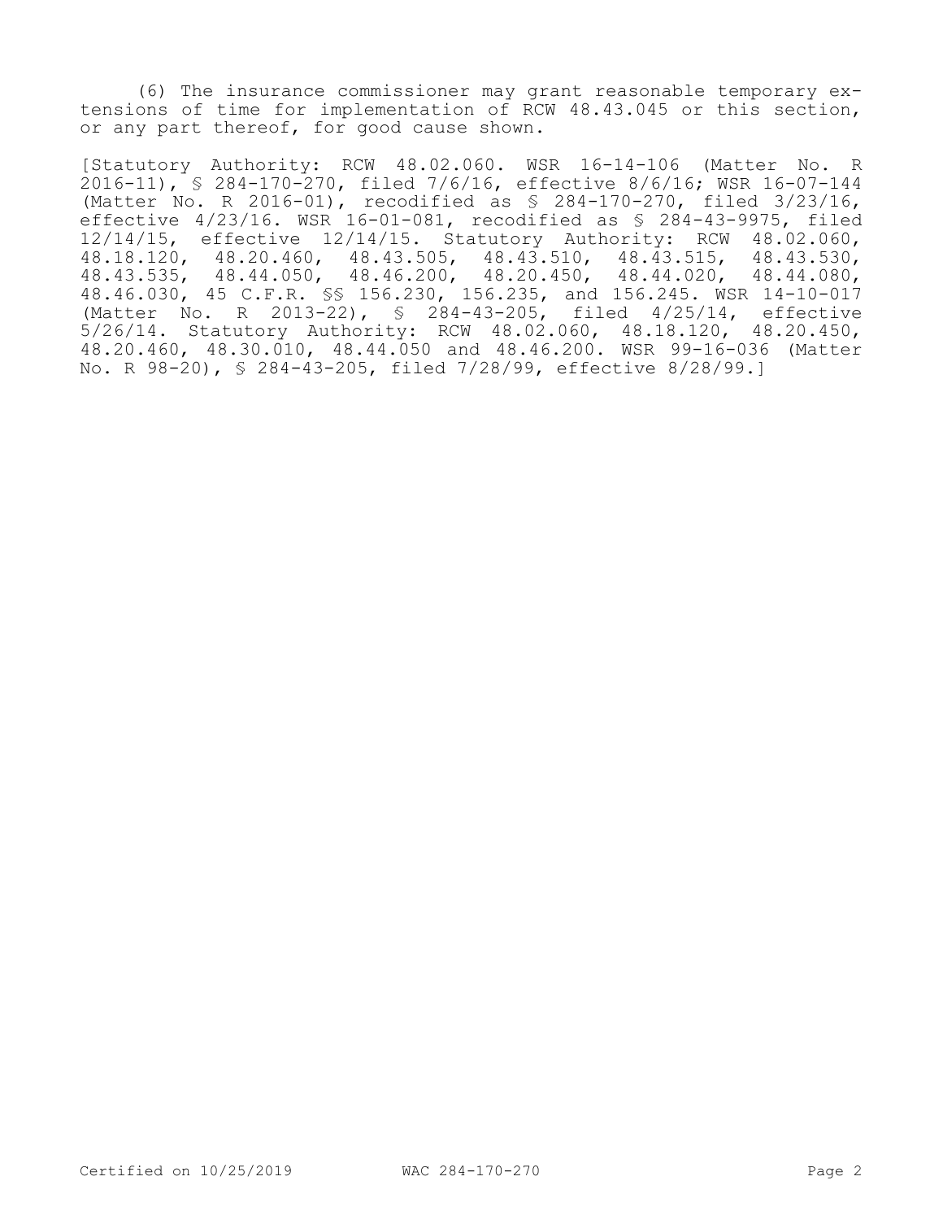(6) The insurance commissioner may grant reasonable temporary extensions of time for implementation of RCW 48.43.045 or this section, or any part thereof, for good cause shown.

[Statutory Authority: RCW 48.02.060. WSR 16-14-106 (Matter No. R 2016-11), § 284-170-270, filed 7/6/16, effective 8/6/16; WSR 16-07-144 (Matter No. R 2016-01), recodified as § 284-170-270, filed 3/23/16, effective 4/23/16. WSR 16-01-081, recodified as § 284-43-9975, filed 12/14/15, effective 12/14/15. Statutory Authority: RCW 48.02.060, 48.18.120, 48.20.460, 48.43.505, 48.43.510, 48.43.515, 48.43.530, 48.43.535, 48.44.050, 48.46.200, 48.20.450, 48.44.020, 48.44.080, 48.46.030, 45 C.F.R. §§ 156.230, 156.235, and 156.245. WSR 14-10-017 (Matter No. R 2013-22), § 284-43-205, filed 4/25/14, effective 5/26/14. Statutory Authority: RCW 48.02.060, 48.18.120, 48.20.450, 48.20.460, 48.30.010, 48.44.050 and 48.46.200. WSR 99-16-036 (Matter No. R 98-20), § 284-43-205, filed 7/28/99, effective 8/28/99.]